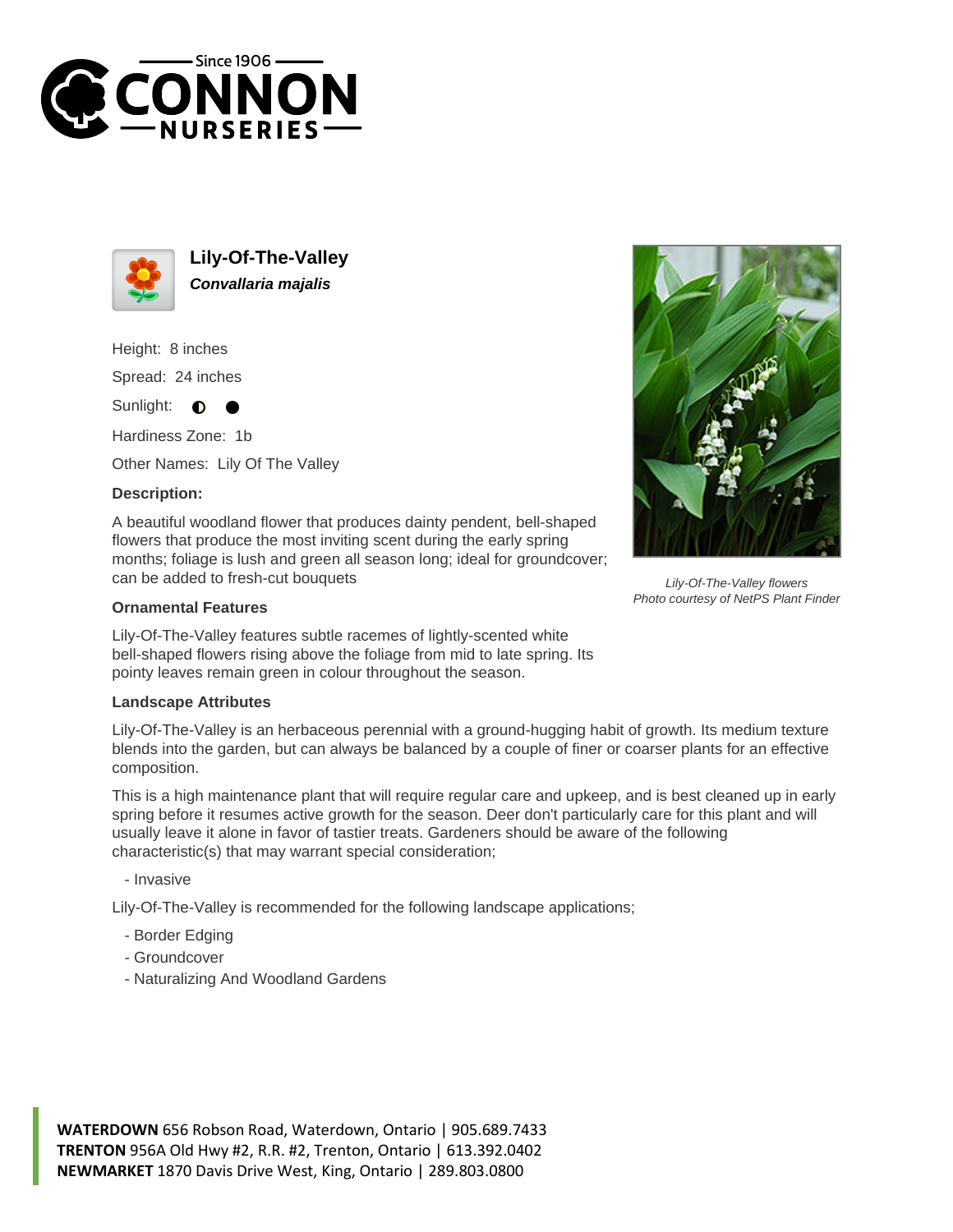Since 1906
# CONNON NURSERIES

## Lily-Of-The-Valley
***Convallaria majalis***

Height: 8 inches

Spread: 24 inches

Sunlight: ◐ ●

Hardiness Zone: 1b

Other Names: Lily Of The Valley

**Description:**

A beautiful woodland flower that produces dainty pendent, bell-shaped flowers that produce the most inviting scent during the early spring months; foliage is lush and green all season long; ideal for groundcover; can be added to fresh-cut bouquets

*Lily-Of-The-Valley flowers*
*Photo courtesy of NetPS Plant Finder*

**Ornamental Features**

Lily-Of-The-Valley features subtle racemes of lightly-scented white bell-shaped flowers rising above the foliage from mid to late spring. Its pointy leaves remain green in colour throughout the season.

**Landscape Attributes**

Lily-Of-The-Valley is an herbaceous perennial with a ground-hugging habit of growth. Its medium texture blends into the garden, but can always be balanced by a couple of finer or coarser plants for an effective composition.

This is a high maintenance plant that will require regular care and upkeep, and is best cleaned up in early spring before it resumes active growth for the season. Deer don't particularly care for this plant and will usually leave it alone in favor of tastier treats. Gardeners should be aware of the following characteristic(s) that may warrant special consideration;

- Invasive

Lily-Of-The-Valley is recommended for the following landscape applications;

- Border Edging
- Groundcover
- Naturalizing And Woodland Gardens

**WATERDOWN** 656 Robson Road, Waterdown, Ontario | 905.689.7433
**TRENTON** 956A Old Hwy #2, R.R. #2, Trenton, Ontario | 613.392.0402
**NEWMARKET** 1870 Davis Drive West, King, Ontario | 289.803.0800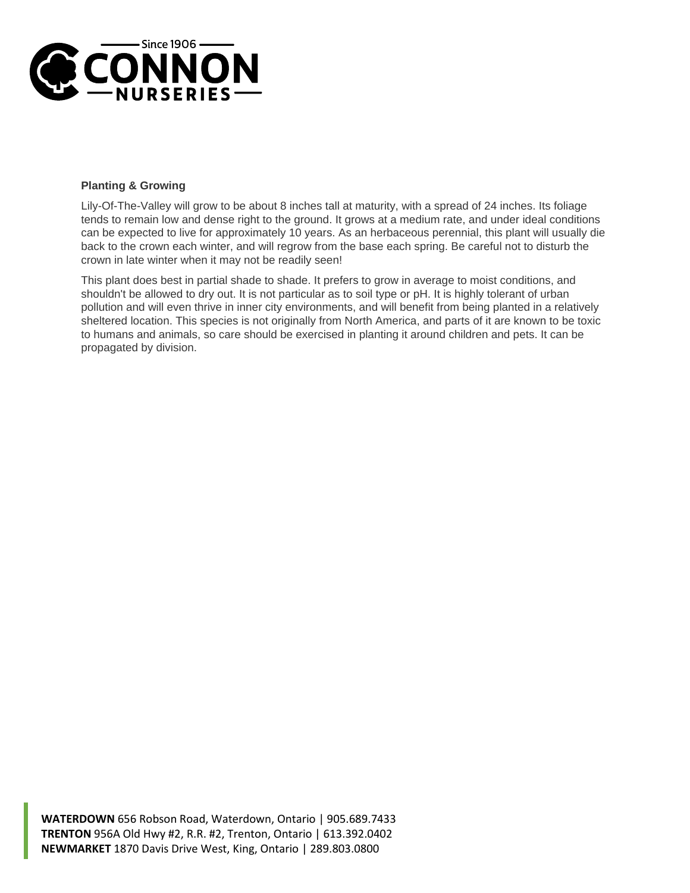## Planting & Growing

Lily-Of-The-Valley will grow to be about 8 inches tall at maturity, with a spread of 24 inches. Its foliage tends to remain low and dense right to the ground. It grows at a medium rate, and under ideal conditions can be expected to live for approximately 10 years. As an herbaceous perennial, this plant will usually die back to the crown each winter, and will regrow from the base each spring. Be careful not to disturb the crown in late winter when it may not be readily seen!

This plant does best in partial shade to shade. It prefers to grow in average to moist conditions, and shouldn't be allowed to dry out. It is not particular as to soil type or pH. It is highly tolerant of urban pollution and will even thrive in inner city environments, and will benefit from being planted in a relatively sheltered location. This species is not originally from North America, and parts of it are known to be toxic to humans and animals, so care should be exercised in planting it around children and pets. It can be propagated by division.